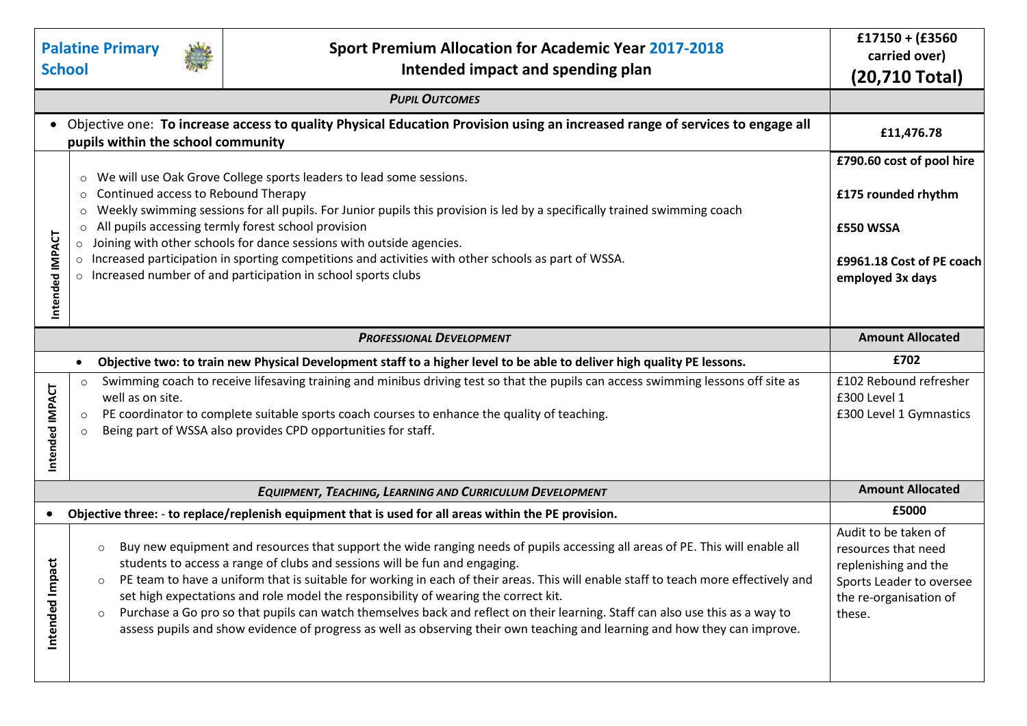| **Palatine Primary School** | **Sport Premium Allocation for Academic Year 2017-2018**<br>**Intended impact and spending plan** | **£17150 + (£3560 carried over)**<br>**(20,710 Total)** |
|---|---|---|
| ***PUPIL OUTCOMES*** | | |
| • Objective one: **To increase access to quality Physical Education Provision using an increased range of services to engage all pupils within the school community** | | **£11,476.78** |
| **Intended IMPACT** | ○ We will use Oak Grove College sports leaders to lead some sessions.<br>○ Continued access to Rebound Therapy<br>○ Weekly swimming sessions for all pupils. For Junior pupils this provision is led by a specifically trained swimming coach<br>○ All pupils accessing termly forest school provision<br>○ Joining with other schools for dance sessions with outside agencies.<br>○ Increased participation in sporting competitions and activities with other schools as part of WSSA.<br>○ Increased number of and participation in school sports clubs | **£790.60 cost of pool hire**<br>**£175 rounded rhythm**<br>**£550 WSSA**<br>**£9961.18 Cost of PE coach employed 3x days** |
| ***PROFESSIONAL DEVELOPMENT*** | | **Amount Allocated** |
| • **Objective two: to train new Physical Development staff to a higher level to be able to deliver high quality PE lessons.** | | **£702** |
| **Intended IMPACT** | ○ Swimming coach to receive lifesaving training and minibus driving test so that the pupils can access swimming lessons off site as well as on site.<br>○ PE coordinator to complete suitable sports coach courses to enhance the quality of teaching.<br>○ Being part of WSSA also provides CPD opportunities for staff. | £102 Rebound refresher<br>£300 Level 1<br>£300 Level 1 Gymnastics |
| ***EQUIPMENT, TEACHING, LEARNING AND CURRICULUM DEVELOPMENT*** | | **Amount Allocated** |
| • **Objective three: - to replace/replenish equipment that is used for all areas within the PE provision.** | | **£5000** |
| **Intended Impact** | ○ Buy new equipment and resources that support the wide ranging needs of pupils accessing all areas of PE. This will enable all students to access a range of clubs and sessions will be fun and engaging.<br>○ PE team to have a uniform that is suitable for working in each of their areas. This will enable staff to teach more effectively and set high expectations and role model the responsibility of wearing the correct kit.<br>○ Purchase a Go pro so that pupils can watch themselves back and reflect on their learning. Staff can also use this as a way to assess pupils and show evidence of progress as well as observing their own teaching and learning and how they can improve. | Audit to be taken of resources that need replenishing and the Sports Leader to oversee the re-organisation of these. |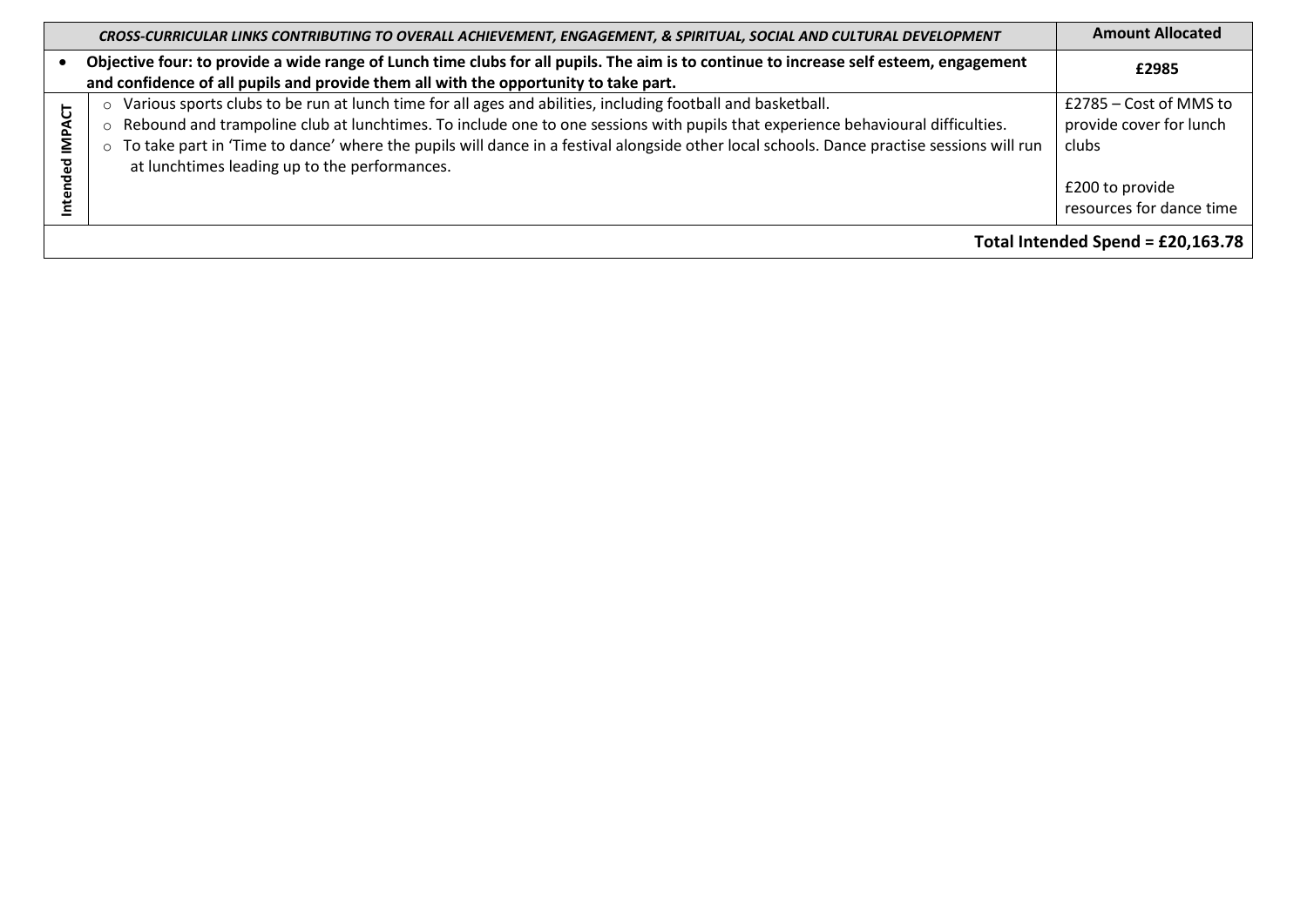| *CROSS-CURRICULAR LINKS CONTRIBUTING TO OVERALL ACHIEVEMENT, ENGAGEMENT, & SPIRITUAL, SOCIAL AND CULTURAL DEVELOPMENT* | | **Amount Allocated** |
|---|---|---|
| • **Objective four: to provide a wide range of Lunch time clubs for all pupils. The aim is to continue to increase self esteem, engagement and confidence of all pupils and provide them all with the opportunity to take part.** | | **£2985** |
| **Intended IMPACT** | ○ Various sports clubs to be run at lunch time for all ages and abilities, including football and basketball.<br>○ Rebound and trampoline club at lunchtimes. To include one to one sessions with pupils that experience behavioural difficulties.<br>○ To take part in 'Time to dance' where the pupils will dance in a festival alongside other local schools. Dance practise sessions will run at lunchtimes leading up to the performances. | £2785 – Cost of MMS to provide cover for lunch clubs<br><br>£200 to provide resources for dance time |
| | | **Total Intended Spend = £20,163.78** |